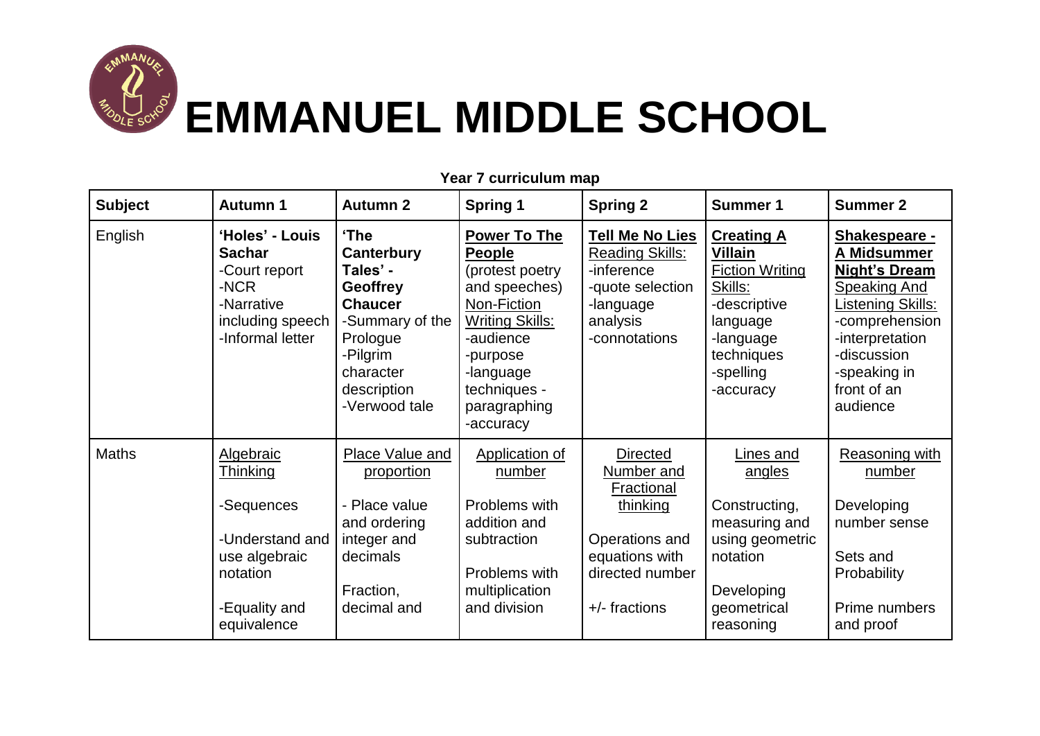# EMMANUEL MIDDLE SCHOOL

**Year 7 curriculum map**

| Subject | Autumn 1 | Autumn 2 | Spring 1 | Spring 2 | Summer 1 | Summer 2 |
|---|---|---|---|---|---|---|
| English | **'Holes' - Louis Sachar**<br>-Court report<br>-NCR<br>-Narrative including speech<br>-Informal letter | **'The Canterbury Tales' - Geoffrey Chaucer**<br>-Summary of the Prologue<br>-Pilgrim character description<br>-Verwood tale | **Power To The People**<br>(protest poetry and speeches)<br>Non-Fiction Writing Skills:<br>-audience<br>-purpose<br>-language techniques -paragraphing<br>-accuracy | **Tell Me No Lies**<br>Reading Skills:<br>-inference<br>-quote selection<br>-language analysis<br>-connotations | **Creating A Villain**<br>Fiction Writing Skills:<br>-descriptive language<br>-language techniques<br>-spelling<br>-accuracy | **Shakespeare - A Midsummer Night's Dream**<br>Speaking And Listening Skills:<br>-comprehension<br>-interpretation<br>-discussion<br>-speaking in front of an audience |
| Maths | Algebraic Thinking<br><br>-Sequences<br><br>-Understand and use algebraic notation<br><br>-Equality and equivalence | Place Value and proportion<br><br>- Place value and ordering integer and decimals<br><br>Fraction, decimal and | Application of number<br><br>Problems with addition and subtraction<br><br>Problems with multiplication and division | Directed Number and Fractional thinking<br><br>Operations and equations with directed number<br><br>+/- fractions | Lines and angles<br><br>Constructing, measuring and using geometric notation<br><br>Developing geometrical reasoning | Reasoning with number<br><br>Developing number sense<br><br>Sets and Probability<br><br>Prime numbers and proof |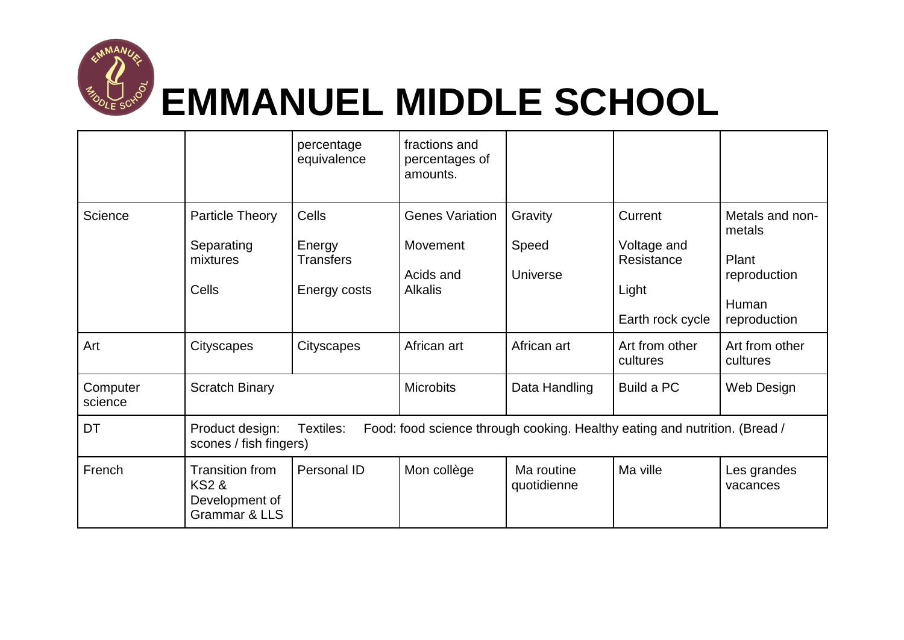# EMMANUEL MIDDLE SCHOOL

| | | | | | | |
|---|---|---|---|---|---|---|
| | | percentage equivalence | fractions and percentages of amounts. | | | |
| Science | Particle Theory<br><br>Separating mixtures<br><br>Cells | Cells<br><br>Energy Transfers<br><br>Energy costs | Genes Variation<br><br>Movement<br><br>Acids and Alkalis | Gravity<br><br>Speed<br><br>Universe | Current<br><br>Voltage and Resistance<br><br>Light<br><br>Earth rock cycle | Metals and non-metals<br><br>Plant reproduction<br><br>Human reproduction |
| Art | Cityscapes | Cityscapes | African art | African art | Art from other cultures | Art from other cultures |
| Computer science | Scratch Binary | | Microbits | Data Handling | Build a PC | Web Design |
| DT | Product design: Textiles: Food: food science through cooking. Healthy eating and nutrition. (Bread / scones / fish fingers) | | | | | |
| French | Transition from KS2 & Development of Grammar & LLS | Personal ID | Mon collège | Ma routine quotidienne | Ma ville | Les grandes vacances |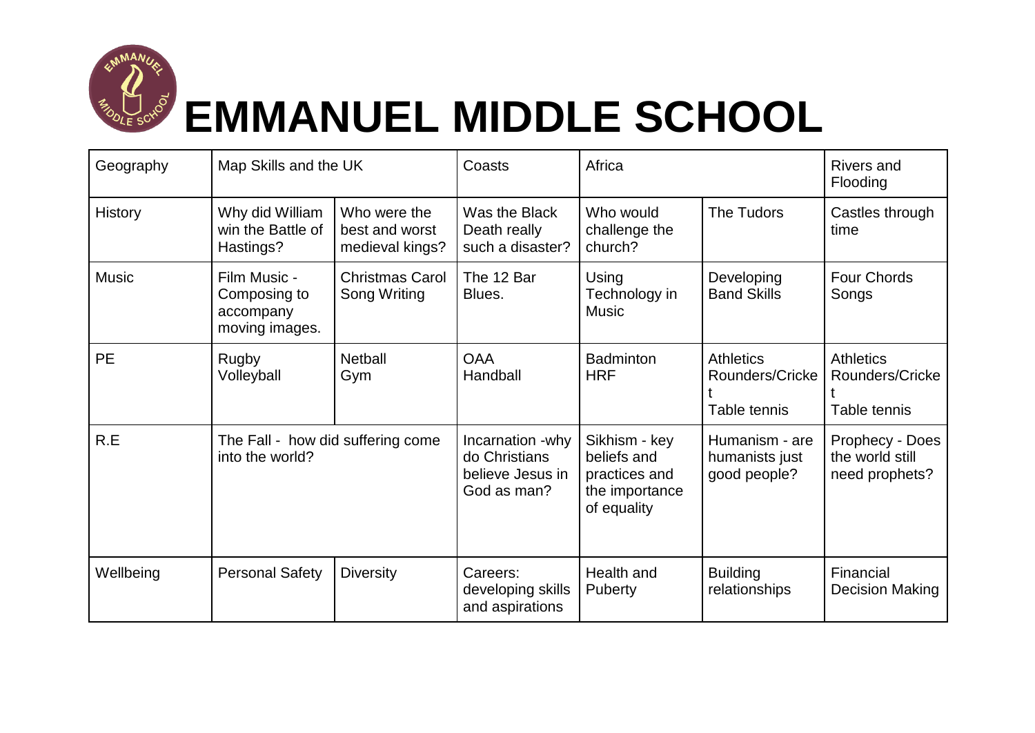# EMMANUEL MIDDLE SCHOOL

| | | | | | | |
|---|---|---|---|---|---|---|
| Geography | Map Skills and the UK | | Coasts | Africa | | Rivers and Flooding |
| History | Why did William win the Battle of Hastings? | Who were the best and worst medieval kings? | Was the Black Death really such a disaster? | Who would challenge the church? | The Tudors | Castles through time |
| Music | Film Music - Composing to accompany moving images. | Christmas Carol Song Writing | The 12 Bar Blues. | Using Technology in Music | Developing Band Skills | Four Chords Songs |
| PE | Rugby Volleyball | Netball Gym | OAA Handball | Badminton HRF | Athletics Rounders/Cricket Table tennis | Athletics Rounders/Cricket Table tennis |
| R.E | The Fall - how did suffering come into the world? | | Incarnation -why do Christians believe Jesus in God as man? | Sikhism - key beliefs and practices and the importance of equality | Humanism - are humanists just good people? | Prophecy - Does the world still need prophets? |
| Wellbeing | Personal Safety | Diversity | Careers: developing skills and aspirations | Health and Puberty | Building relationships | Financial Decision Making |